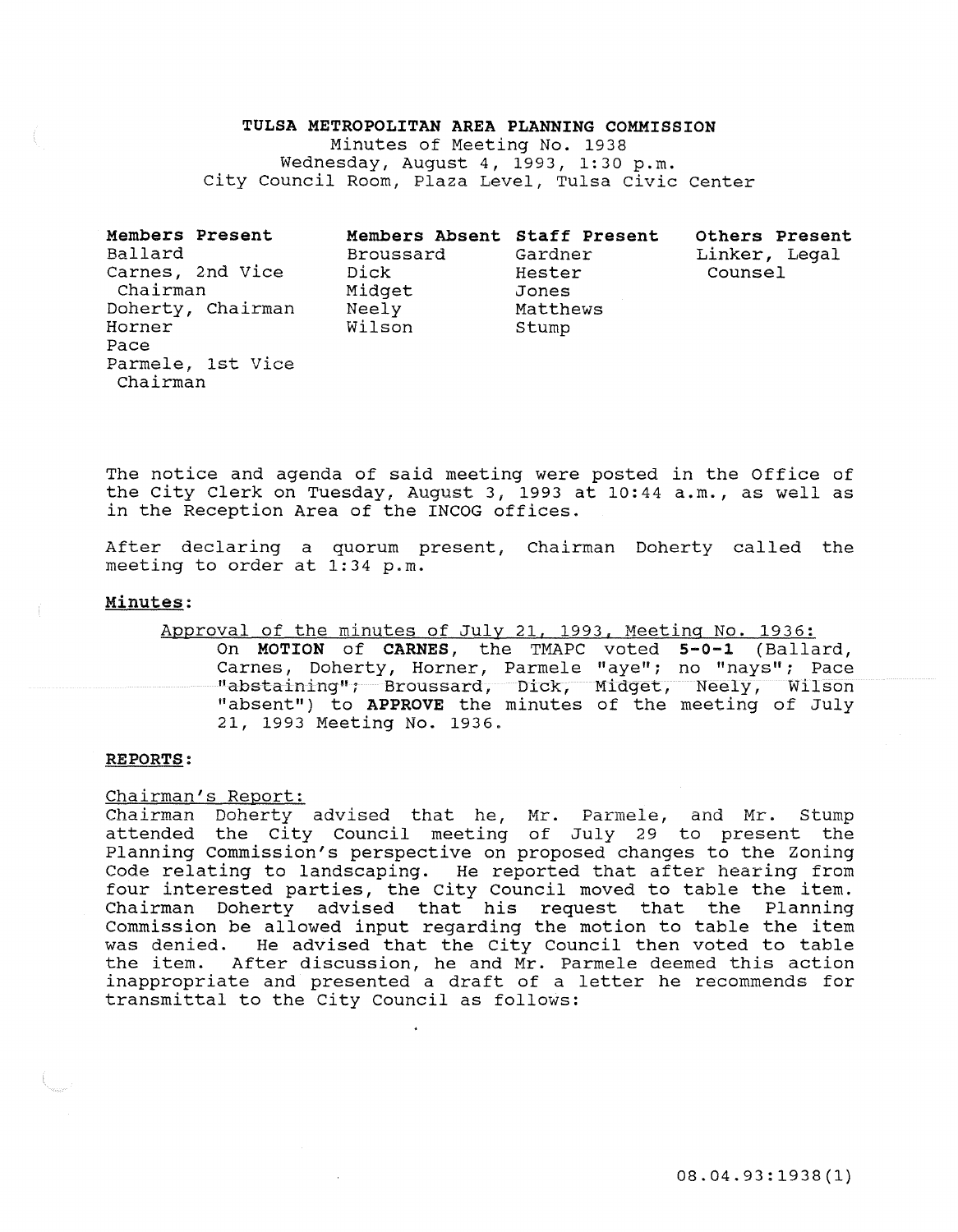# TULSA METROPOLITAN AREA PLANNING COMMISSION

Minutes of Meeting No. 1938
Wednesday, August 4, 1993, 1:30 p.m.
City Council Room, Plaza Level, Tulsa Civic Center

| Members Present | Members Absent | Staff Present | Others Present |
|---|---|---|---|
| Ballard | Broussard | Gardner | Linker, Legal Counsel |
| Carnes, 2nd Vice Chairman | Dick | Hester | |
| Doherty, Chairman | Midget | Jones | |
| Horner | Neely | Matthews | |
| Pace | Wilson | Stump | |
| Parmele, 1st Vice Chairman | | | |

The notice and agenda of said meeting were posted in the Office of the City Clerk on Tuesday, August 3, 1993 at 10:44 a.m., as well as in the Reception Area of the INCOG offices.

After declaring a quorum present, Chairman Doherty called the meeting to order at 1:34 p.m.

## Minutes:

Approval of the minutes of July 21, 1993, Meeting No. 1936:

On **MOTION** of **CARNES**, the TMAPC voted **5-0-1** (Ballard, Carnes, Doherty, Horner, Parmele "aye"; no "nays"; Pace "abstaining"; Broussard, Dick, Midget, Neely, Wilson "absent") to **APPROVE** the minutes of the meeting of July 21, 1993 Meeting No. 1936.

## REPORTS:

Chairman's Report:

Chairman Doherty advised that he, Mr. Parmele, and Mr. Stump attended the City Council meeting of July 29 to present the Planning Commission's perspective on proposed changes to the Zoning Code relating to landscaping. He reported that after hearing from four interested parties, the City Council moved to table the item. Chairman Doherty advised that his request that the Planning Commission be allowed input regarding the motion to table the item was denied. He advised that the City Council then voted to table the item. After discussion, he and Mr. Parmele deemed this action inappropriate and presented a draft of a letter he recommends for transmittal to the City Council as follows: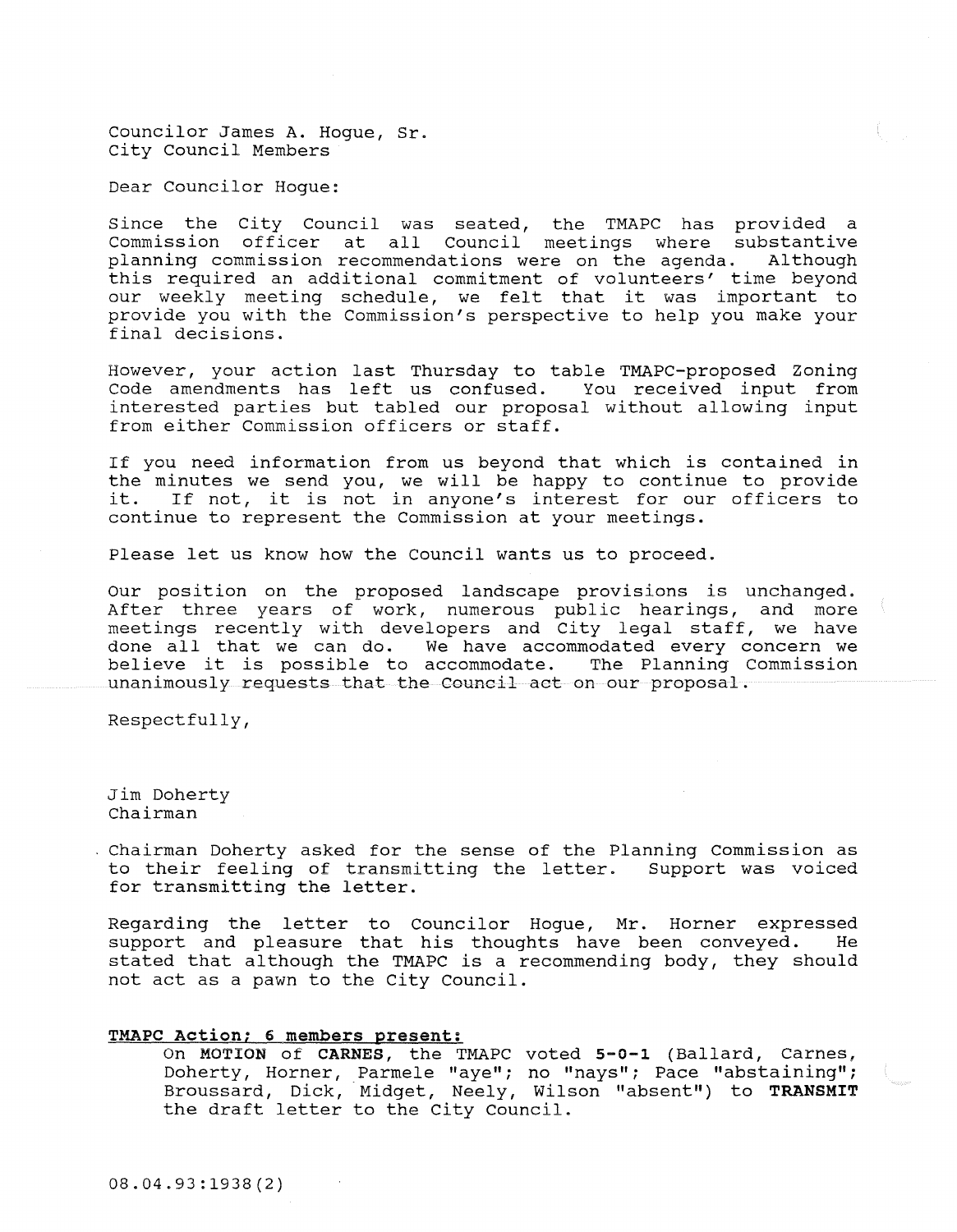Councilor James A. Hogue, Sr.
City Council Members

Dear Councilor Hogue:

Since the City Council was seated, the TMAPC has provided a Commission officer at all Council meetings where substantive planning commission recommendations were on the agenda. Although this required an additional commitment of volunteers' time beyond our weekly meeting schedule, we felt that it was important to provide you with the Commission's perspective to help you make your final decisions.

However, your action last Thursday to table TMAPC-proposed Zoning Code amendments has left us confused. You received input from interested parties but tabled our proposal without allowing input from either Commission officers or staff.

If you need information from us beyond that which is contained in the minutes we send you, we will be happy to continue to provide it. If not, it is not in anyone's interest for our officers to continue to represent the Commission at your meetings.

Please let us know how the Council wants us to proceed.

Our position on the proposed landscape provisions is unchanged. After three years of work, numerous public hearings, and more meetings recently with developers and City legal staff, we have done all that we can do. We have accommodated every concern we believe it is possible to accommodate. The Planning Commission unanimously requests that the Council act on our proposal.

Respectfully,

Jim Doherty
Chairman

Chairman Doherty asked for the sense of the Planning Commission as to their feeling of transmitting the letter. Support was voiced for transmitting the letter.

Regarding the letter to Councilor Hogue, Mr. Horner expressed support and pleasure that his thoughts have been conveyed. He stated that although the TMAPC is a recommending body, they should not act as a pawn to the City Council.

**TMAPC Action; 6 members present:**

On **MOTION** of **CARNES**, the TMAPC voted **5-0-1** (Ballard, Carnes, Doherty, Horner, Parmele "aye"; no "nays"; Pace "abstaining"; Broussard, Dick, Midget, Neely, Wilson "absent") to **TRANSMIT** the draft letter to the City Council.

08.04.93:1938(2)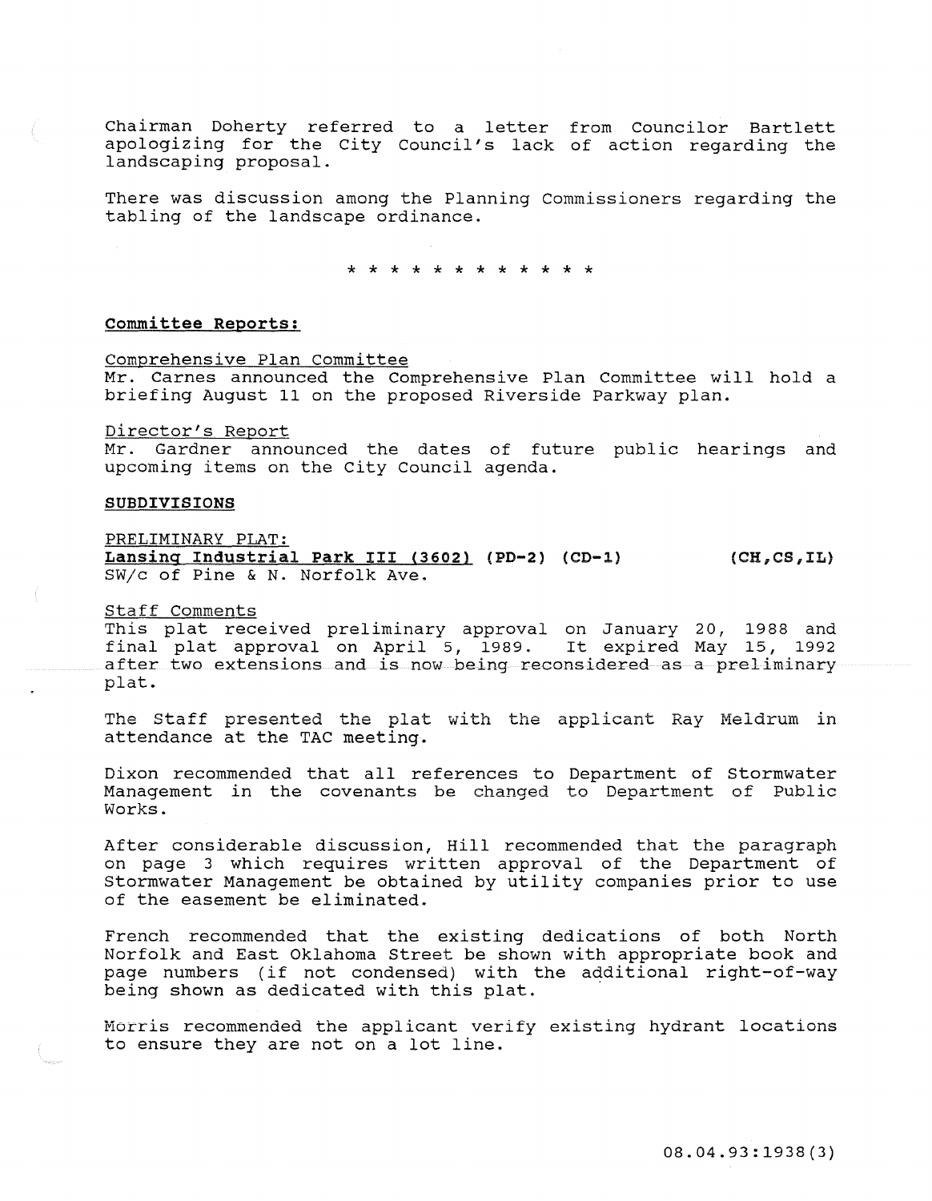Chairman Doherty referred to a letter from Councilor Bartlett apologizing for the City Council's lack of action regarding the landscaping proposal.

There was discussion among the Planning Commissioners regarding the tabling of the landscape ordinance.

\* \* \* \* \* \* \* \* \* \* \* \*

**Committee Reports:**

Comprehensive Plan Committee
Mr. Carnes announced the Comprehensive Plan Committee will hold a briefing August 11 on the proposed Riverside Parkway plan.

Director's Report
Mr. Gardner announced the dates of future public hearings and upcoming items on the City Council agenda.

**SUBDIVISIONS**

PRELIMINARY PLAT:
**Lansing Industrial Park III (3602) (PD-2) (CD-1) (CH,CS,IL)**
SW/c of Pine & N. Norfolk Ave.

Staff Comments
This plat received preliminary approval on January 20, 1988 and final plat approval on April 5, 1989. It expired May 15, 1992 after two extensions and is now being reconsidered as a preliminary plat.

The Staff presented the plat with the applicant Ray Meldrum in attendance at the TAC meeting.

Dixon recommended that all references to Department of Stormwater Management in the covenants be changed to Department of Public Works.

After considerable discussion, Hill recommended that the paragraph on page 3 which requires written approval of the Department of Stormwater Management be obtained by utility companies prior to use of the easement be eliminated.

French recommended that the existing dedications of both North Norfolk and East Oklahoma Street be shown with appropriate book and page numbers (if not condensed) with the additional right-of-way being shown as dedicated with this plat.

Morris recommended the applicant verify existing hydrant locations to ensure they are not on a lot line.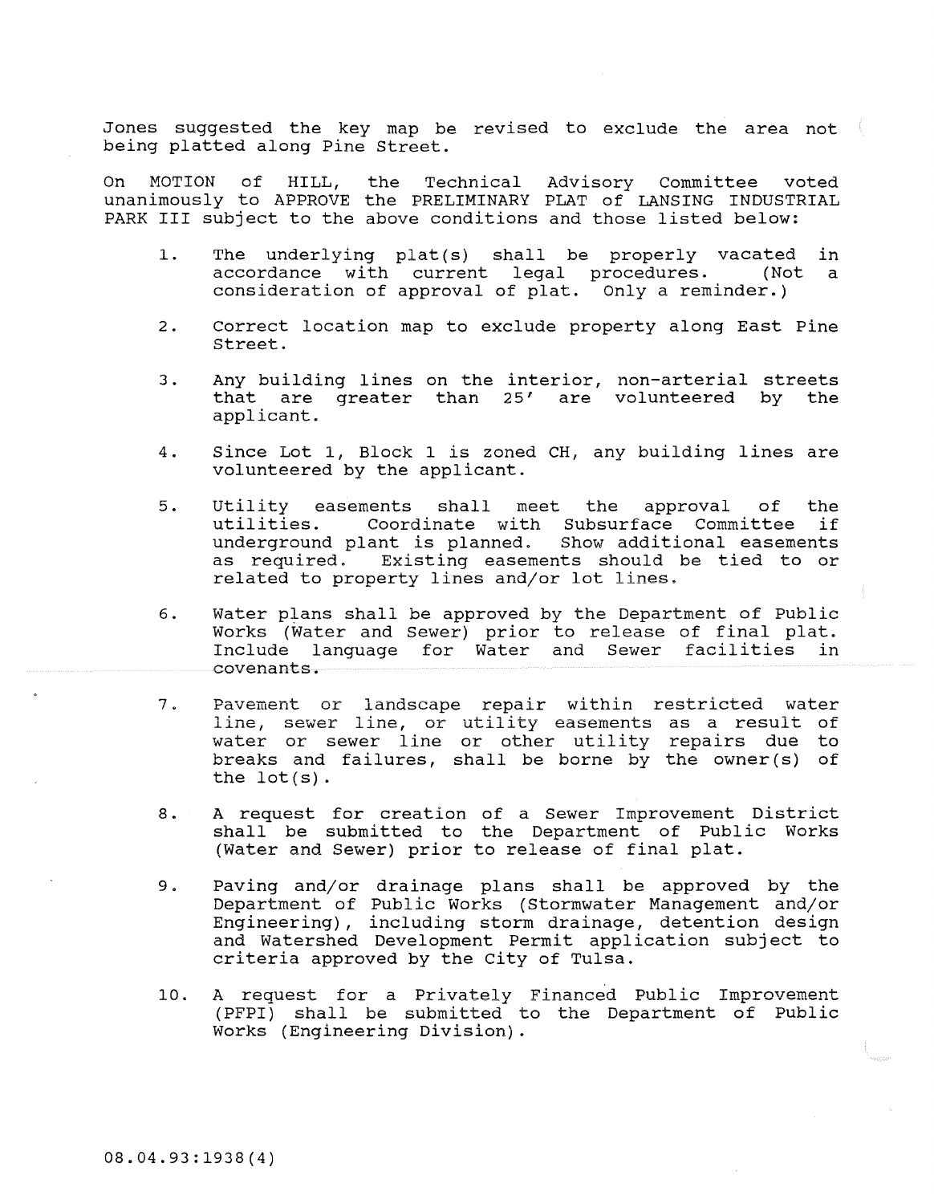Jones suggested the key map be revised to exclude the area not being platted along Pine Street.

On MOTION of HILL, the Technical Advisory Committee voted unanimously to APPROVE the PRELIMINARY PLAT of LANSING INDUSTRIAL PARK III subject to the above conditions and those listed below:

1. The underlying plat(s) shall be properly vacated in accordance with current legal procedures. (Not a consideration of approval of plat. Only a reminder.)

2. Correct location map to exclude property along East Pine Street.

3. Any building lines on the interior, non-arterial streets that are greater than 25' are volunteered by the applicant.

4. Since Lot 1, Block 1 is zoned CH, any building lines are volunteered by the applicant.

5. Utility easements shall meet the approval of the utilities. Coordinate with Subsurface Committee if underground plant is planned. Show additional easements as required. Existing easements should be tied to or related to property lines and/or lot lines.

6. Water plans shall be approved by the Department of Public Works (Water and Sewer) prior to release of final plat. Include language for Water and Sewer facilities in covenants.

7. Pavement or landscape repair within restricted water line, sewer line, or utility easements as a result of water or sewer line or other utility repairs due to breaks and failures, shall be borne by the owner(s) of the lot(s).

8. A request for creation of a Sewer Improvement District shall be submitted to the Department of Public Works (Water and Sewer) prior to release of final plat.

9. Paving and/or drainage plans shall be approved by the Department of Public Works (Stormwater Management and/or Engineering), including storm drainage, detention design and Watershed Development Permit application subject to criteria approved by the City of Tulsa.

10. A request for a Privately Financed Public Improvement (PFPI) shall be submitted to the Department of Public Works (Engineering Division).

08.04.93:1938(4)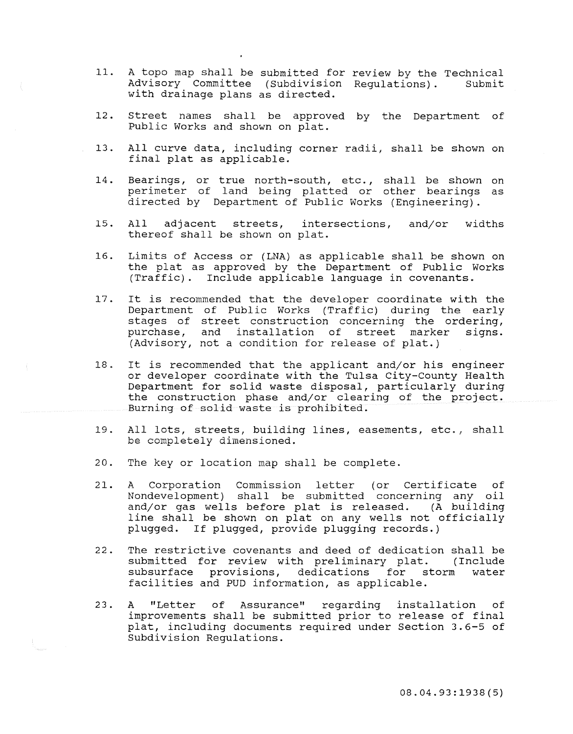11. A topo map shall be submitted for review by the Technical Advisory Committee (Subdivision Regulations). Submit with drainage plans as directed.

12. Street names shall be approved by the Department of Public Works and shown on plat.

13. All curve data, including corner radii, shall be shown on final plat as applicable.

14. Bearings, or true north-south, etc., shall be shown on perimeter of land being platted or other bearings as directed by Department of Public Works (Engineering).

15. All adjacent streets, intersections, and/or widths thereof shall be shown on plat.

16. Limits of Access or (LNA) as applicable shall be shown on the plat as approved by the Department of Public Works (Traffic). Include applicable language in covenants.

17. It is recommended that the developer coordinate with the Department of Public Works (Traffic) during the early stages of street construction concerning the ordering, purchase, and installation of street marker signs. (Advisory, not a condition for release of plat.)

18. It is recommended that the applicant and/or his engineer or developer coordinate with the Tulsa City-County Health Department for solid waste disposal, particularly during the construction phase and/or clearing of the project. Burning of solid waste is prohibited.

19. All lots, streets, building lines, easements, etc., shall be completely dimensioned.

20. The key or location map shall be complete.

21. A Corporation Commission letter (or Certificate of Nondevelopment) shall be submitted concerning any oil and/or gas wells before plat is released. (A building line shall be shown on plat on any wells not officially plugged. If plugged, provide plugging records.)

22. The restrictive covenants and deed of dedication shall be submitted for review with preliminary plat. (Include subsurface provisions, dedications for storm water facilities and PUD information, as applicable.

23. A "Letter of Assurance" regarding installation of improvements shall be submitted prior to release of final plat, including documents required under Section 3.6-5 of Subdivision Regulations.

08.04.93:1938(5)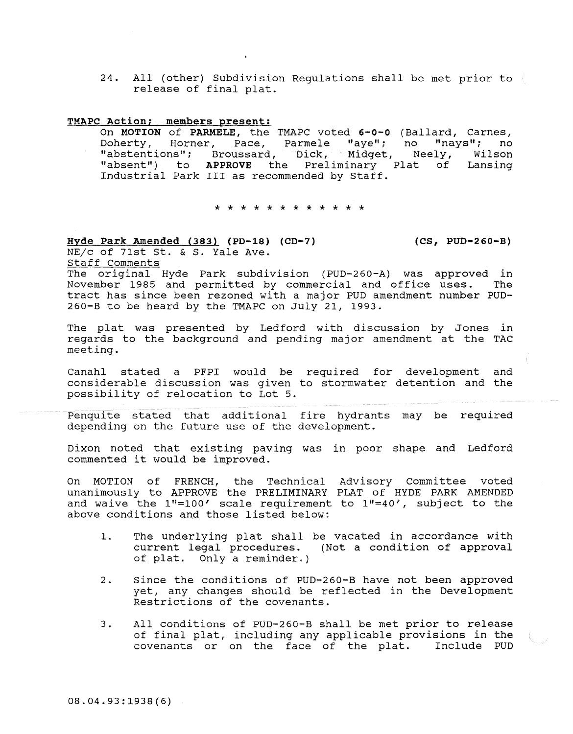24. All (other) Subdivision Regulations shall be met prior to release of final plat.

**TMAPC Action; members present:**

On **MOTION** of **PARMELE**, the TMAPC voted **6-0-0** (Ballard, Carnes, Doherty, Horner, Pace, Parmele "aye"; no "nays"; no "abstentions"; Broussard, Dick, Midget, Neely, Wilson "absent") to **APPROVE** the Preliminary Plat of Lansing Industrial Park III as recommended by Staff.

\* \* \* \* \* \* \* \* \* \* \* \*

**Hyde Park Amended (383) (PD-18) (CD-7)** **(CS, PUD-260-B)**

NE/c of 71st St. & S. Yale Ave.

Staff Comments

The original Hyde Park subdivision (PUD-260-A) was approved in November 1985 and permitted by commercial and office uses. The tract has since been rezoned with a major PUD amendment number PUD-260-B to be heard by the TMAPC on July 21, 1993.

The plat was presented by Ledford with discussion by Jones in regards to the background and pending major amendment at the TAC meeting.

Canahl stated a PFPI would be required for development and considerable discussion was given to stormwater detention and the possibility of relocation to Lot 5.

Penquite stated that additional fire hydrants may be required depending on the future use of the development.

Dixon noted that existing paving was in poor shape and Ledford commented it would be improved.

On MOTION of FRENCH, the Technical Advisory Committee voted unanimously to APPROVE the PRELIMINARY PLAT of HYDE PARK AMENDED and waive the 1"=100' scale requirement to 1"=40', subject to the above conditions and those listed below:

1. The underlying plat shall be vacated in accordance with current legal procedures. (Not a condition of approval of plat. Only a reminder.)

2. Since the conditions of PUD-260-B have not been approved yet, any changes should be reflected in the Development Restrictions of the covenants.

3. All conditions of PUD-260-B shall be met prior to release of final plat, including any applicable provisions in the covenants or on the face of the plat. Include PUD

08.04.93:1938(6)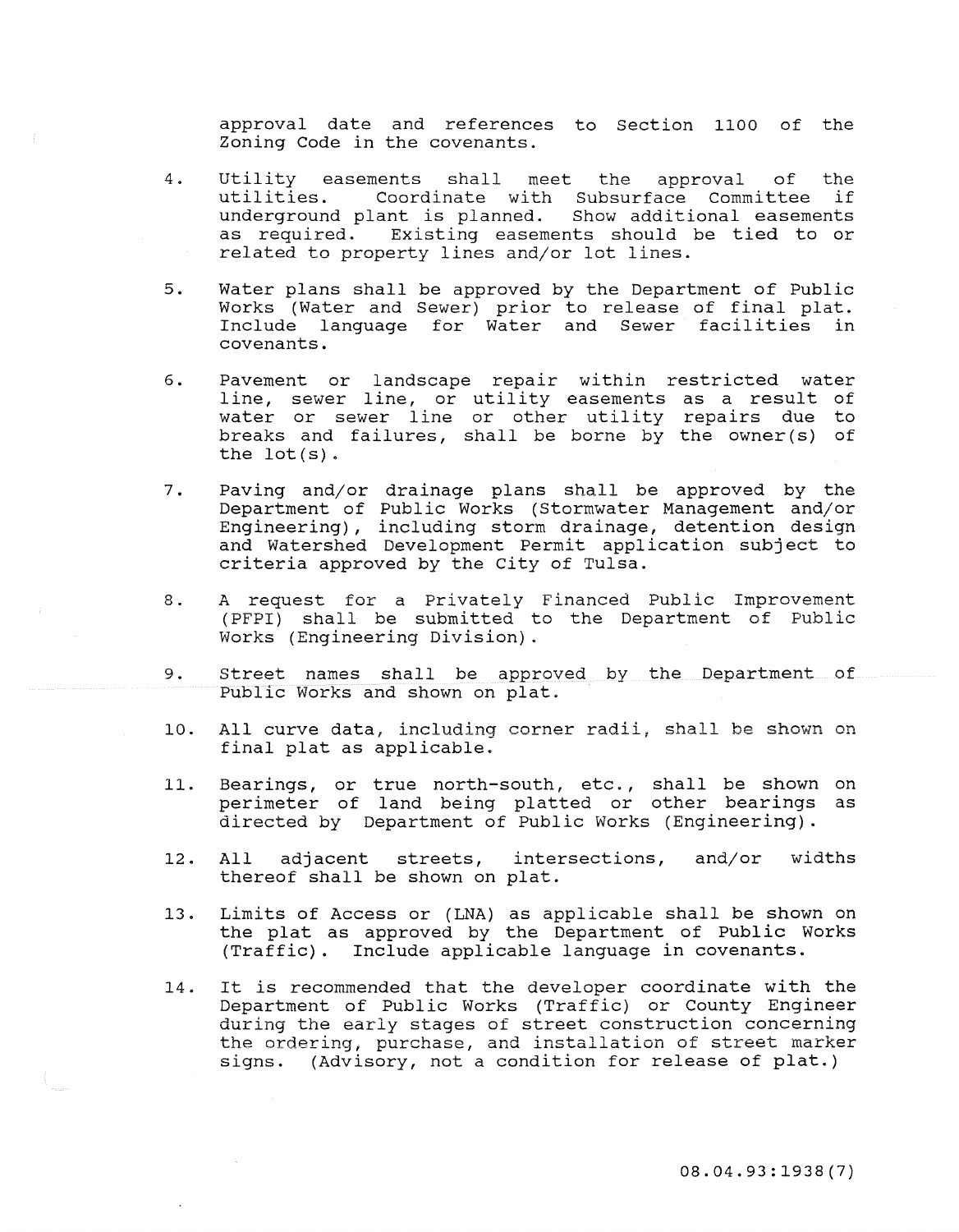approval date and references to Section 1100 of the Zoning Code in the covenants.

4. Utility easements shall meet the approval of the utilities. Coordinate with Subsurface Committee if underground plant is planned. Show additional easements as required. Existing easements should be tied to or related to property lines and/or lot lines.

5. Water plans shall be approved by the Department of Public Works (Water and Sewer) prior to release of final plat. Include language for Water and Sewer facilities in covenants.

6. Pavement or landscape repair within restricted water line, sewer line, or utility easements as a result of water or sewer line or other utility repairs due to breaks and failures, shall be borne by the owner(s) of the lot(s).

7. Paving and/or drainage plans shall be approved by the Department of Public Works (Stormwater Management and/or Engineering), including storm drainage, detention design and Watershed Development Permit application subject to criteria approved by the City of Tulsa.

8. A request for a Privately Financed Public Improvement (PFPI) shall be submitted to the Department of Public Works (Engineering Division).

9. Street names shall be approved by the Department of Public Works and shown on plat.

10. All curve data, including corner radii, shall be shown on final plat as applicable.

11. Bearings, or true north-south, etc., shall be shown on perimeter of land being platted or other bearings as directed by Department of Public Works (Engineering).

12. All adjacent streets, intersections, and/or widths thereof shall be shown on plat.

13. Limits of Access or (LNA) as applicable shall be shown on the plat as approved by the Department of Public Works (Traffic). Include applicable language in covenants.

14. It is recommended that the developer coordinate with the Department of Public Works (Traffic) or County Engineer during the early stages of street construction concerning the ordering, purchase, and installation of street marker signs. (Advisory, not a condition for release of plat.)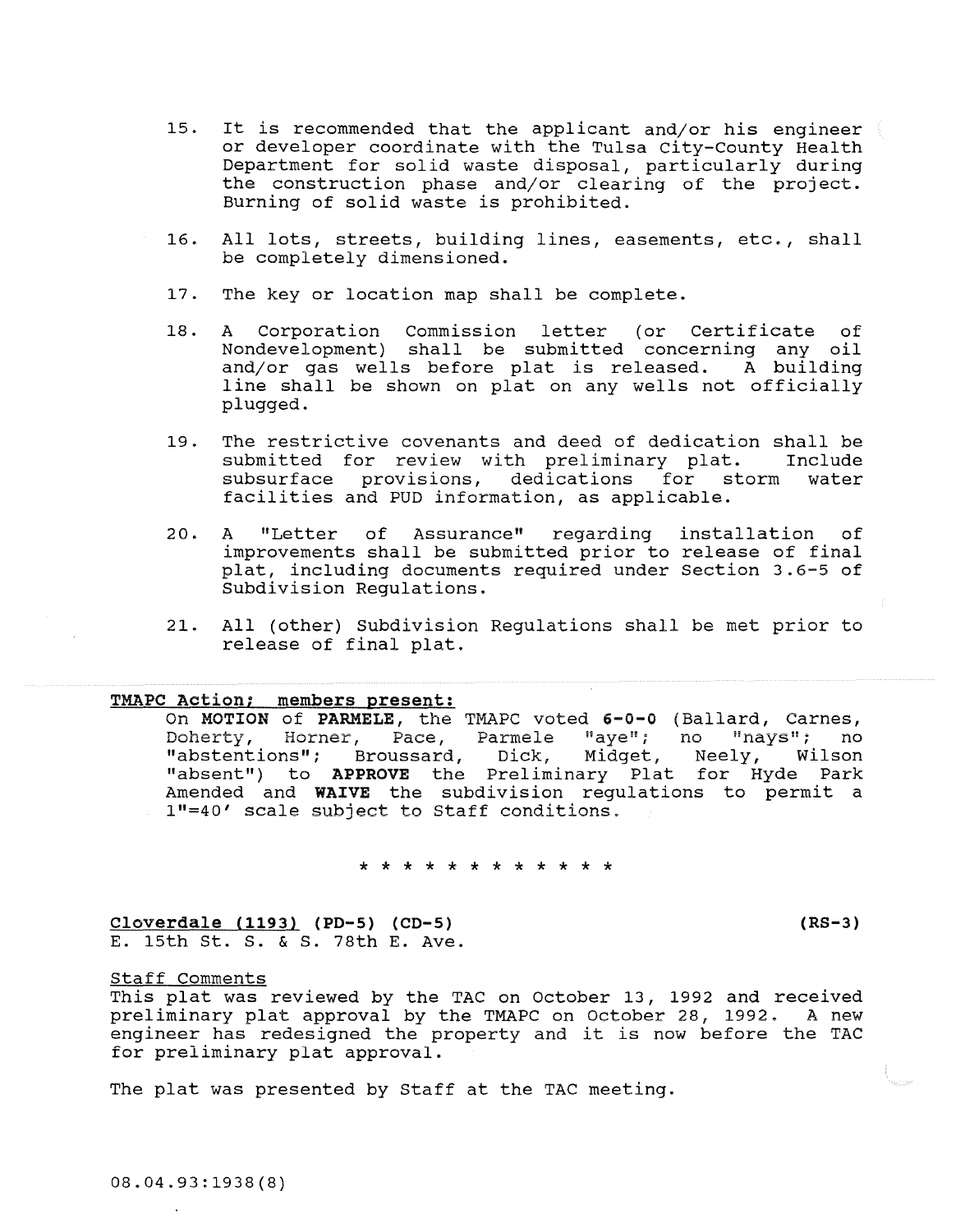15. It is recommended that the applicant and/or his engineer or developer coordinate with the Tulsa City-County Health Department for solid waste disposal, particularly during the construction phase and/or clearing of the project. Burning of solid waste is prohibited.

16. All lots, streets, building lines, easements, etc., shall be completely dimensioned.

17. The key or location map shall be complete.

18. A Corporation Commission letter (or Certificate of Nondevelopment) shall be submitted concerning any oil and/or gas wells before plat is released. A building line shall be shown on plat on any wells not officially plugged.

19. The restrictive covenants and deed of dedication shall be submitted for review with preliminary plat. Include subsurface provisions, dedications for storm water facilities and PUD information, as applicable.

20. A "Letter of Assurance" regarding installation of improvements shall be submitted prior to release of final plat, including documents required under Section 3.6-5 of Subdivision Regulations.

21. All (other) Subdivision Regulations shall be met prior to release of final plat.

**TMAPC Action; members present:**

On **MOTION** of **PARMELE**, the TMAPC voted **6-0-0** (Ballard, Carnes, Doherty, Horner, Pace, Parmele "aye"; no "nays"; no "abstentions"; Broussard, Dick, Midget, Neely, Wilson "absent") to **APPROVE** the Preliminary Plat for Hyde Park Amended and **WAIVE** the subdivision regulations to permit a 1"=40' scale subject to Staff conditions.

* * * * * * * * * * * *

**Cloverdale (1193) (PD-5) (CD-5)** **(RS-3)**
E. 15th St. S. & S. 78th E. Ave.

Staff Comments

This plat was reviewed by the TAC on October 13, 1992 and received preliminary plat approval by the TMAPC on October 28, 1992. A new engineer has redesigned the property and it is now before the TAC for preliminary plat approval.

The plat was presented by Staff at the TAC meeting.

08.04.93:1938(8)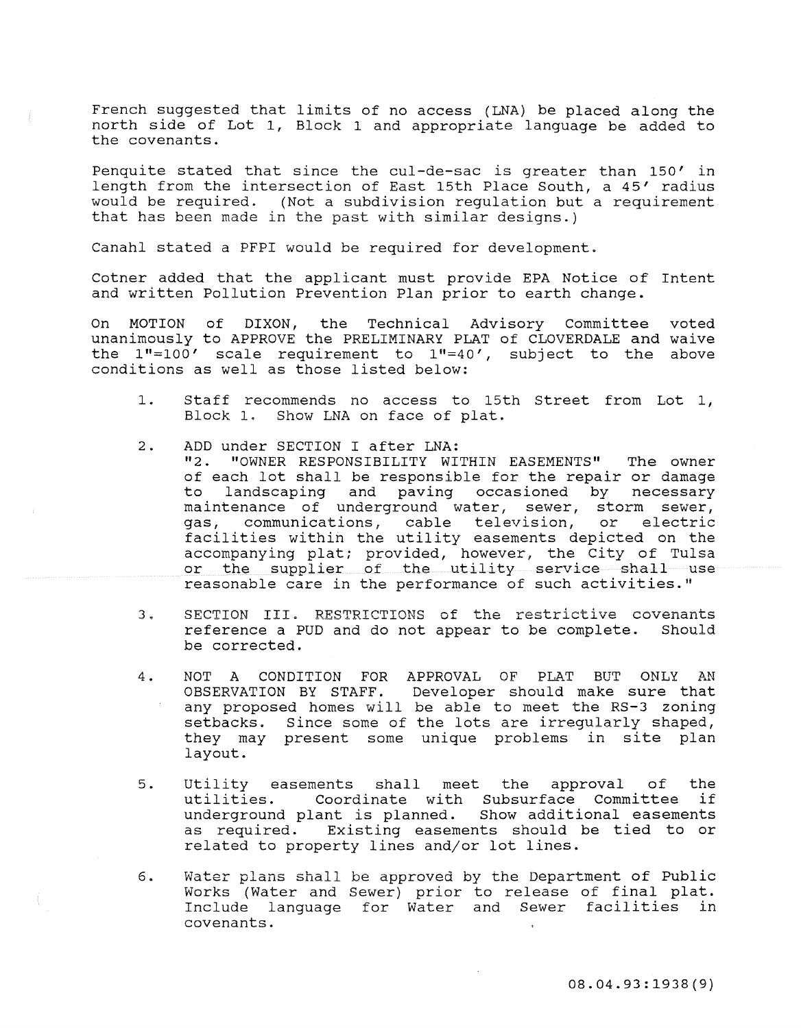French suggested that limits of no access (LNA) be placed along the north side of Lot 1, Block 1 and appropriate language be added to the covenants.

Penquite stated that since the cul-de-sac is greater than 150' in length from the intersection of East 15th Place South, a 45' radius would be required. (Not a subdivision regulation but a requirement that has been made in the past with similar designs.)

Canahl stated a PFPI would be required for development.

Cotner added that the applicant must provide EPA Notice of Intent and written Pollution Prevention Plan prior to earth change.

On MOTION of DIXON, the Technical Advisory Committee voted unanimously to APPROVE the PRELIMINARY PLAT of CLOVERDALE and waive the 1"=100' scale requirement to 1"=40', subject to the above conditions as well as those listed below:

1. Staff recommends no access to 15th Street from Lot 1, Block 1. Show LNA on face of plat.

2. ADD under SECTION I after LNA:
   "2. "OWNER RESPONSIBILITY WITHIN EASEMENTS" The owner of each lot shall be responsible for the repair or damage to landscaping and paving occasioned by necessary maintenance of underground water, sewer, storm sewer, gas, communications, cable television, or electric facilities within the utility easements depicted on the accompanying plat; provided, however, the City of Tulsa or the supplier of the utility service shall use reasonable care in the performance of such activities."

3. SECTION III. RESTRICTIONS of the restrictive covenants reference a PUD and do not appear to be complete. Should be corrected.

4. NOT A CONDITION FOR APPROVAL OF PLAT BUT ONLY AN OBSERVATION BY STAFF. Developer should make sure that any proposed homes will be able to meet the RS-3 zoning setbacks. Since some of the lots are irregularly shaped, they may present some unique problems in site plan layout.

5. Utility easements shall meet the approval of the utilities. Coordinate with Subsurface Committee if underground plant is planned. Show additional easements as required. Existing easements should be tied to or related to property lines and/or lot lines.

6. Water plans shall be approved by the Department of Public Works (Water and Sewer) prior to release of final plat. Include language for Water and Sewer facilities in covenants.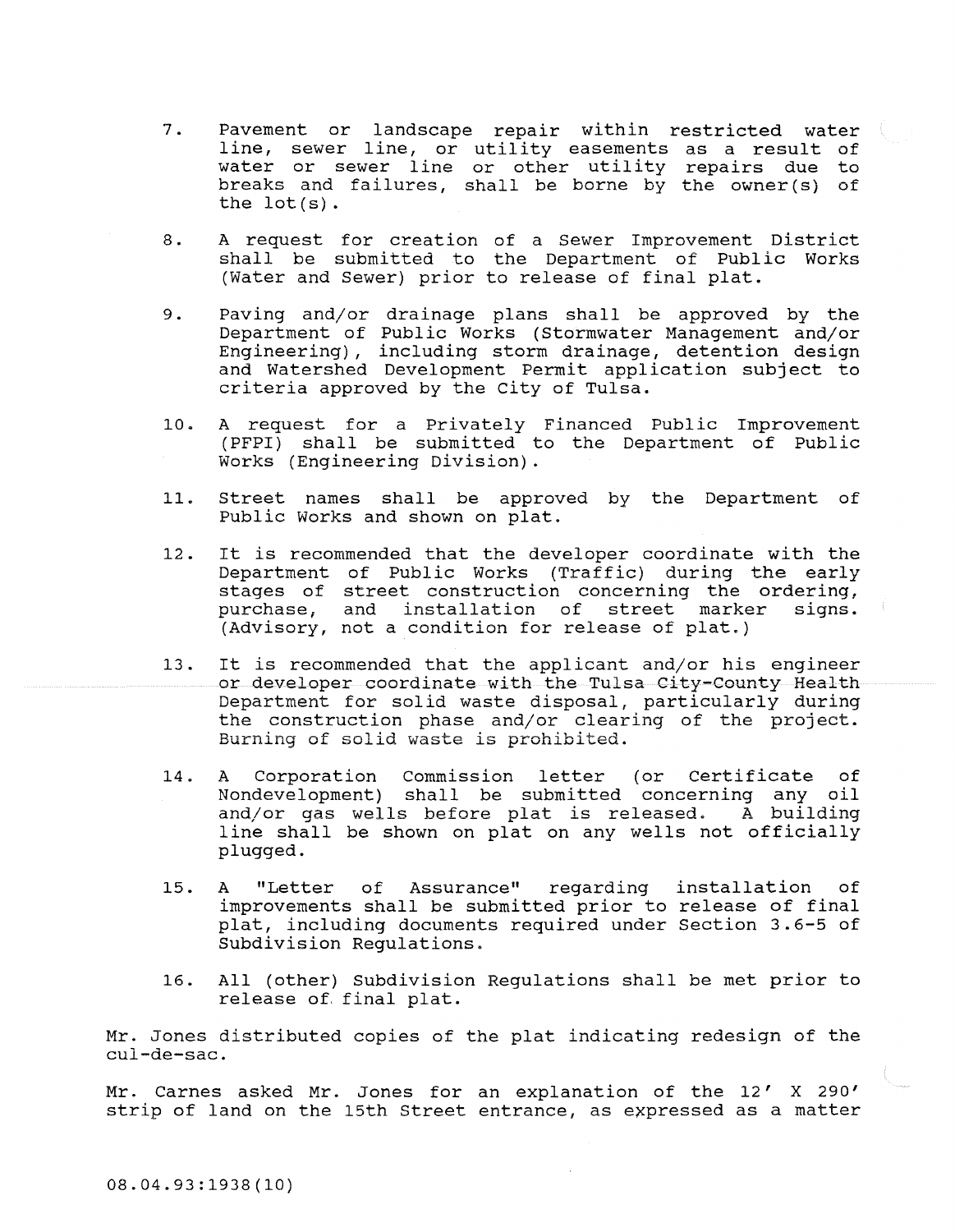7. Pavement or landscape repair within restricted water line, sewer line, or utility easements as a result of water or sewer line or other utility repairs due to breaks and failures, shall be borne by the owner(s) of the lot(s).

8. A request for creation of a Sewer Improvement District shall be submitted to the Department of Public Works (Water and Sewer) prior to release of final plat.

9. Paving and/or drainage plans shall be approved by the Department of Public Works (Stormwater Management and/or Engineering), including storm drainage, detention design and Watershed Development Permit application subject to criteria approved by the City of Tulsa.

10. A request for a Privately Financed Public Improvement (PFPI) shall be submitted to the Department of Public Works (Engineering Division).

11. Street names shall be approved by the Department of Public Works and shown on plat.

12. It is recommended that the developer coordinate with the Department of Public Works (Traffic) during the early stages of street construction concerning the ordering, purchase, and installation of street marker signs. (Advisory, not a condition for release of plat.)

13. It is recommended that the applicant and/or his engineer or developer coordinate with the Tulsa City-County Health Department for solid waste disposal, particularly during the construction phase and/or clearing of the project. Burning of solid waste is prohibited.

14. A Corporation Commission letter (or Certificate of Nondevelopment) shall be submitted concerning any oil and/or gas wells before plat is released. A building line shall be shown on plat on any wells not officially plugged.

15. A "Letter of Assurance" regarding installation of improvements shall be submitted prior to release of final plat, including documents required under Section 3.6-5 of Subdivision Regulations.

16. All (other) Subdivision Regulations shall be met prior to release of final plat.

Mr. Jones distributed copies of the plat indicating redesign of the cul-de-sac.

Mr. Carnes asked Mr. Jones for an explanation of the 12' X 290' strip of land on the 15th Street entrance, as expressed as a matter

08.04.93:1938(10)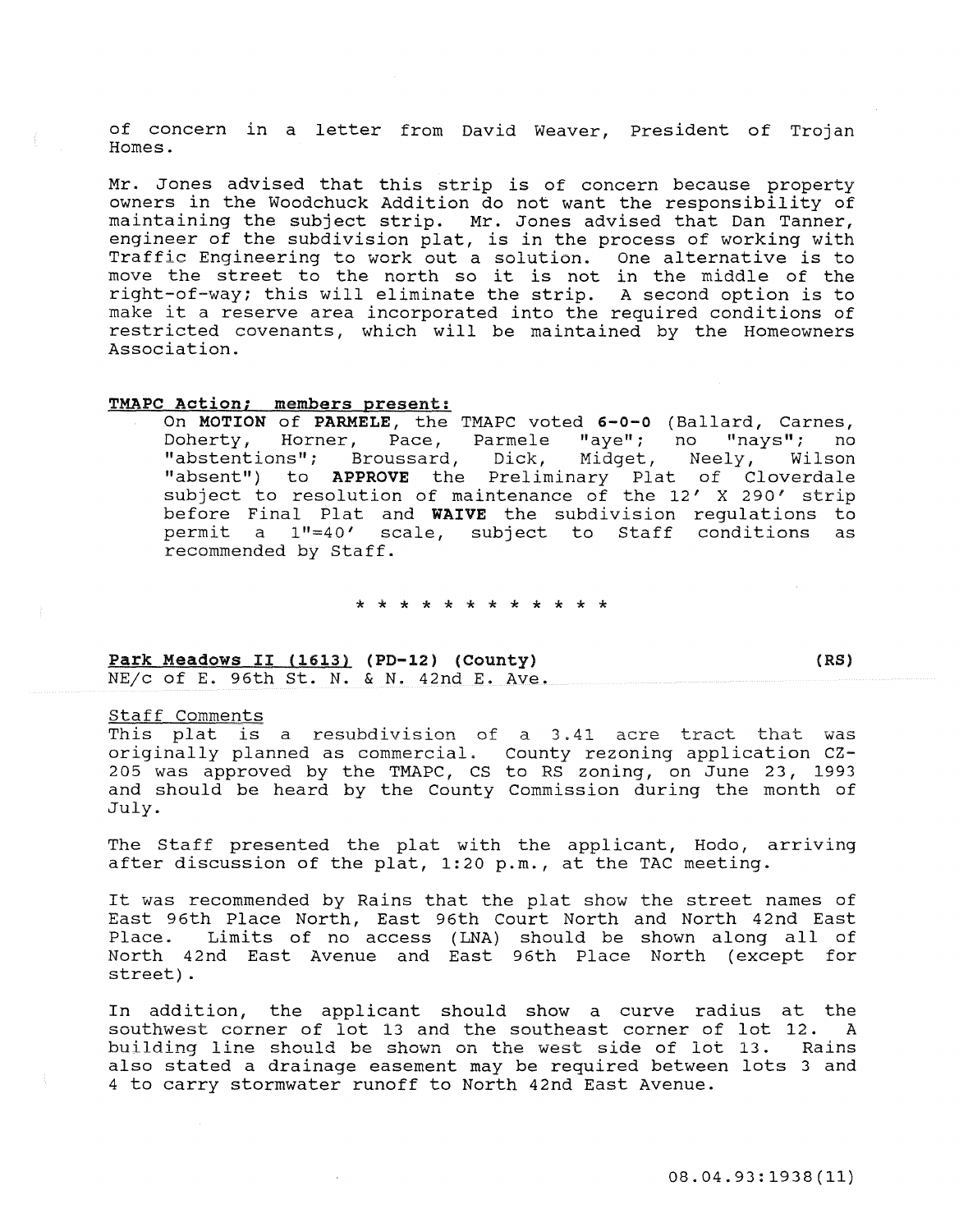of concern in a letter from David Weaver, President of Trojan Homes.

Mr. Jones advised that this strip is of concern because property owners in the Woodchuck Addition do not want the responsibility of maintaining the subject strip. Mr. Jones advised that Dan Tanner, engineer of the subdivision plat, is in the process of working with Traffic Engineering to work out a solution. One alternative is to move the street to the north so it is not in the middle of the right-of-way; this will eliminate the strip. A second option is to make it a reserve area incorporated into the required conditions of restricted covenants, which will be maintained by the Homeowners Association.

**TMAPC Action; members present:**

On **MOTION** of **PARMELE**, the TMAPC voted **6-0-0** (Ballard, Carnes, Doherty, Horner, Pace, Parmele "aye"; no "nays"; no "abstentions"; Broussard, Dick, Midget, Neely, Wilson "absent") to **APPROVE** the Preliminary Plat of Cloverdale subject to resolution of maintenance of the 12' X 290' strip before Final Plat and **WAIVE** the subdivision regulations to permit a 1"=40' scale, subject to Staff conditions as recommended by Staff.

\* \* \* \* \* \* \* \* \* \* \* \*

**Park Meadows II (1613) (PD-12) (County)** **(RS)**
NE/c of E. 96th St. N. & N. 42nd E. Ave.

Staff Comments

This plat is a resubdivision of a 3.41 acre tract that was originally planned as commercial. County rezoning application CZ-205 was approved by the TMAPC, CS to RS zoning, on June 23, 1993 and should be heard by the County Commission during the month of July.

The Staff presented the plat with the applicant, Hodo, arriving after discussion of the plat, 1:20 p.m., at the TAC meeting.

It was recommended by Rains that the plat show the street names of East 96th Place North, East 96th Court North and North 42nd East Place. Limits of no access (LNA) should be shown along all of North 42nd East Avenue and East 96th Place North (except for street).

In addition, the applicant should show a curve radius at the southwest corner of lot 13 and the southeast corner of lot 12. A building line should be shown on the west side of lot 13. Rains also stated a drainage easement may be required between lots 3 and 4 to carry stormwater runoff to North 42nd East Avenue.

08.04.93:1938(11)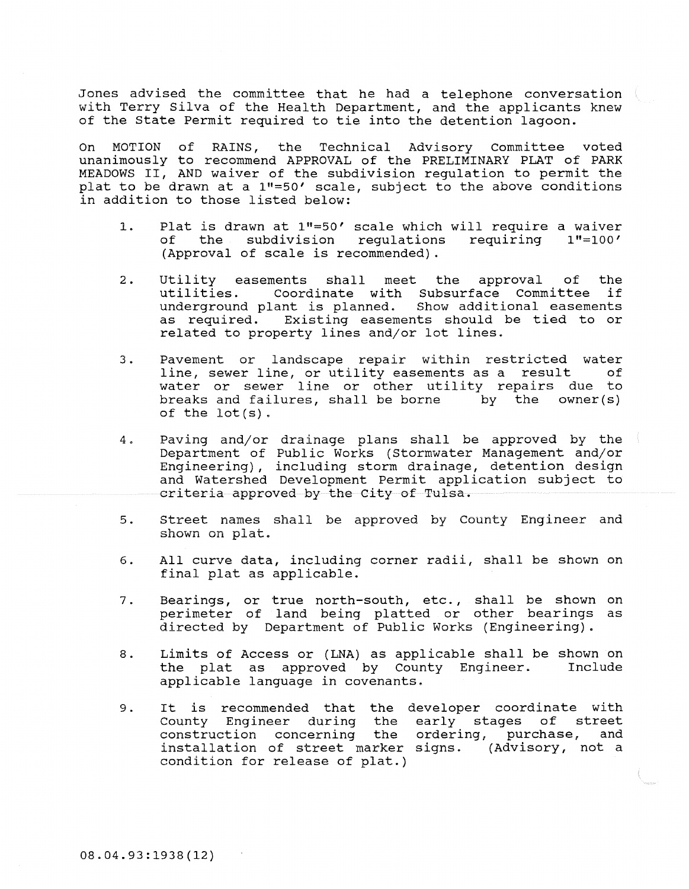Jones advised the committee that he had a telephone conversation with Terry Silva of the Health Department, and the applicants knew of the State Permit required to tie into the detention lagoon.

On MOTION of RAINS, the Technical Advisory Committee voted unanimously to recommend APPROVAL of the PRELIMINARY PLAT of PARK MEADOWS II, AND waiver of the subdivision regulation to permit the plat to be drawn at a 1"=50' scale, subject to the above conditions in addition to those listed below:

1. Plat is drawn at 1"=50' scale which will require a waiver of the subdivision regulations requiring 1"=100' (Approval of scale is recommended).

2. Utility easements shall meet the approval of the utilities. Coordinate with Subsurface Committee if underground plant is planned. Show additional easements as required. Existing easements should be tied to or related to property lines and/or lot lines.

3. Pavement or landscape repair within restricted water line, sewer line, or utility easements as a result of water or sewer line or other utility repairs due to breaks and failures, shall be borne by the owner(s) of the lot(s).

4. Paving and/or drainage plans shall be approved by the Department of Public Works (Stormwater Management and/or Engineering), including storm drainage, detention design and Watershed Development Permit application subject to criteria approved by the City of Tulsa.

5. Street names shall be approved by County Engineer and shown on plat.

6. All curve data, including corner radii, shall be shown on final plat as applicable.

7. Bearings, or true north-south, etc., shall be shown on perimeter of land being platted or other bearings as directed by Department of Public Works (Engineering).

8. Limits of Access or (LNA) as applicable shall be shown on the plat as approved by County Engineer. Include applicable language in covenants.

9. It is recommended that the developer coordinate with County Engineer during the early stages of street construction concerning the ordering, purchase, and installation of street marker signs. (Advisory, not a condition for release of plat.)

08.04.93:1938(12)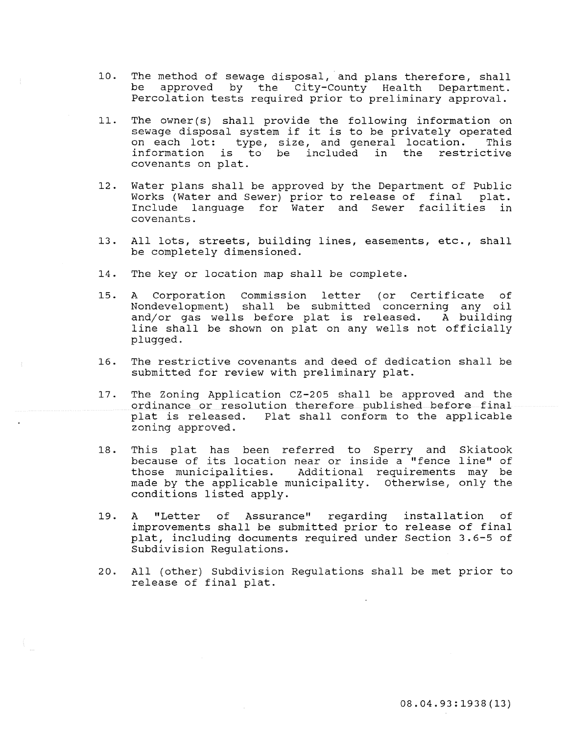10. The method of sewage disposal, and plans therefore, shall be approved by the City-County Health Department. Percolation tests required prior to preliminary approval.

11. The owner(s) shall provide the following information on sewage disposal system if it is to be privately operated on each lot: type, size, and general location. This information is to be included in the restrictive covenants on plat.

12. Water plans shall be approved by the Department of Public Works (Water and Sewer) prior to release of final plat. Include language for Water and Sewer facilities in covenants.

13. All lots, streets, building lines, easements, etc., shall be completely dimensioned.

14. The key or location map shall be complete.

15. A Corporation Commission letter (or Certificate of Nondevelopment) shall be submitted concerning any oil and/or gas wells before plat is released. A building line shall be shown on plat on any wells not officially plugged.

16. The restrictive covenants and deed of dedication shall be submitted for review with preliminary plat.

17. The Zoning Application CZ-205 shall be approved and the ordinance or resolution therefore published before final plat is released. Plat shall conform to the applicable zoning approved.

18. This plat has been referred to Sperry and Skiatook because of its location near or inside a "fence line" of those municipalities. Additional requirements may be made by the applicable municipality. Otherwise, only the conditions listed apply.

19. A "Letter of Assurance" regarding installation of improvements shall be submitted prior to release of final plat, including documents required under Section 3.6-5 of Subdivision Regulations.

20. All (other) Subdivision Regulations shall be met prior to release of final plat.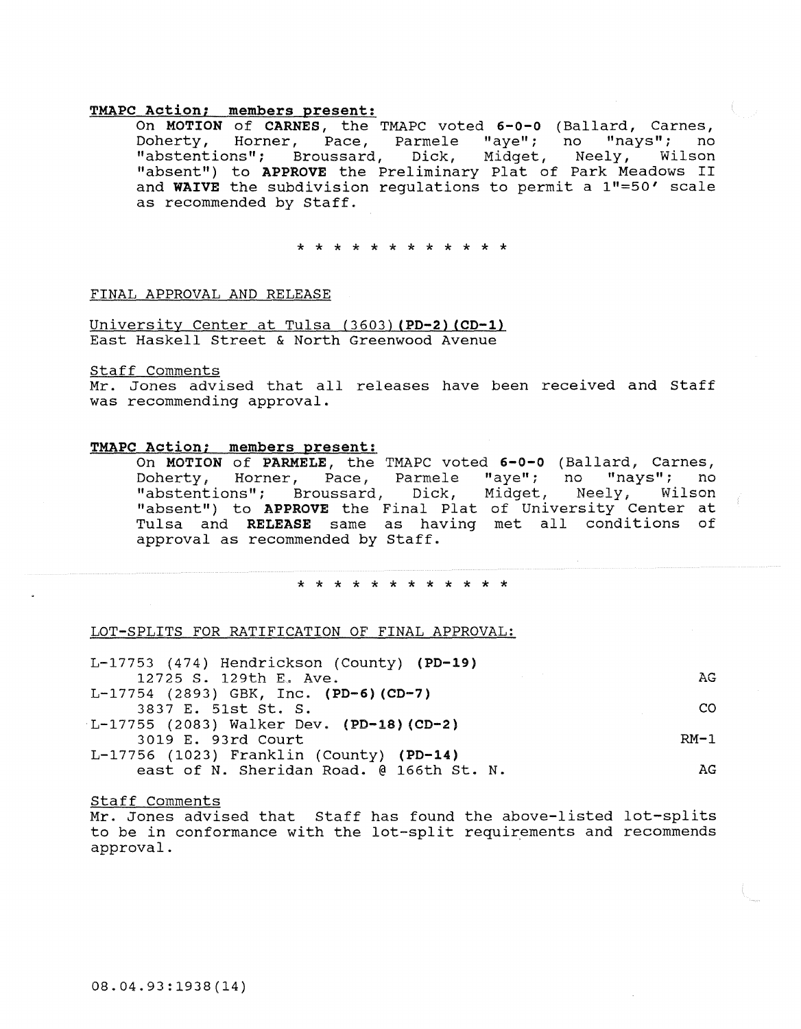**TMAPC Action; members present:**

On **MOTION** of **CARNES**, the TMAPC voted **6-0-0** (Ballard, Carnes, Doherty, Horner, Pace, Parmele "aye"; no "nays"; no "abstentions"; Broussard, Dick, Midget, Neely, Wilson "absent") to **APPROVE** the Preliminary Plat of Park Meadows II and **WAIVE** the subdivision regulations to permit a 1"=50' scale as recommended by Staff.

\* \* \* \* \* \* \* \* \* \* \* \*

FINAL APPROVAL AND RELEASE

University Center at Tulsa (3603) **(PD-2) (CD-1)**
East Haskell Street & North Greenwood Avenue

Staff Comments
Mr. Jones advised that all releases have been received and Staff was recommending approval.

**TMAPC Action; members present:**

On **MOTION** of **PARMELE**, the TMAPC voted **6-0-0** (Ballard, Carnes, Doherty, Horner, Pace, Parmele "aye"; no "nays"; no "abstentions"; Broussard, Dick, Midget, Neely, Wilson "absent") to **APPROVE** the Final Plat of University Center at Tulsa and **RELEASE** same as having met all conditions of approval as recommended by Staff.

\* \* \* \* \* \* \* \* \* \* \* \*

LOT-SPLITS FOR RATIFICATION OF FINAL APPROVAL:

| | |
|---|---|
| L-17753 (474) Hendrickson (County) **(PD-19)** 12725 S. 129th E. Ave. | AG |
| L-17754 (2893) GBK, Inc. **(PD-6) (CD-7)** 3837 E. 51st St. S. | CO |
| L-17755 (2083) Walker Dev. **(PD-18) (CD-2)** 3019 E. 93rd Court | RM-1 |
| L-17756 (1023) Franklin (County) **(PD-14)** east of N. Sheridan Road. @ 166th St. N. | AG |

Staff Comments
Mr. Jones advised that Staff has found the above-listed lot-splits to be in conformance with the lot-split requirements and recommends approval.

08.04.93:1938(14)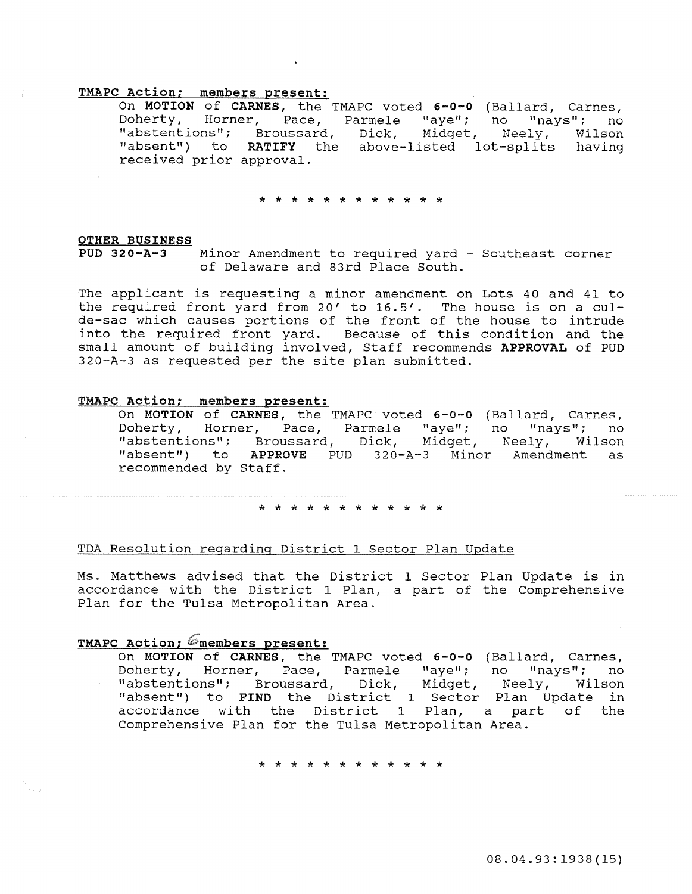**TMAPC Action; members present:**

On **MOTION** of **CARNES**, the TMAPC voted **6-0-0** (Ballard, Carnes, Doherty, Horner, Pace, Parmele "aye"; no "nays"; no "abstentions"; Broussard, Dick, Midget, Neely, Wilson "absent") to **RATIFY** the above-listed lot-splits having received prior approval.

\* \* \* \* \* \* \* \* \* \* \* \*

**OTHER BUSINESS**

**PUD 320-A-3** Minor Amendment to required yard - Southeast corner of Delaware and 83rd Place South.

The applicant is requesting a minor amendment on Lots 40 and 41 to the required front yard from 20' to 16.5'. The house is on a cul-de-sac which causes portions of the front of the house to intrude into the required front yard. Because of this condition and the small amount of building involved, Staff recommends **APPROVAL** of PUD 320-A-3 as requested per the site plan submitted.

**TMAPC Action; members present:**

On **MOTION** of **CARNES**, the TMAPC voted **6-0-0** (Ballard, Carnes, Doherty, Horner, Pace, Parmele "aye"; no "nays"; no "abstentions"; Broussard, Dick, Midget, Neely, Wilson "absent") to **APPROVE** PUD 320-A-3 Minor Amendment as recommended by Staff.

\* \* \* \* \* \* \* \* \* \* \* \*

TDA Resolution regarding District 1 Sector Plan Update

Ms. Matthews advised that the District 1 Sector Plan Update is in accordance with the District 1 Plan, a part of the Comprehensive Plan for the Tulsa Metropolitan Area.

**TMAPC Action; 6 members present:**

On **MOTION** of **CARNES**, the TMAPC voted **6-0-0** (Ballard, Carnes, Doherty, Horner, Pace, Parmele "aye"; no "nays"; no "abstentions"; Broussard, Dick, Midget, Neely, Wilson "absent") to **FIND** the District 1 Sector Plan Update in accordance with the District 1 Plan, a part of the Comprehensive Plan for the Tulsa Metropolitan Area.

\* \* \* \* \* \* \* \* \* \* \* \*

08.04.93:1938(15)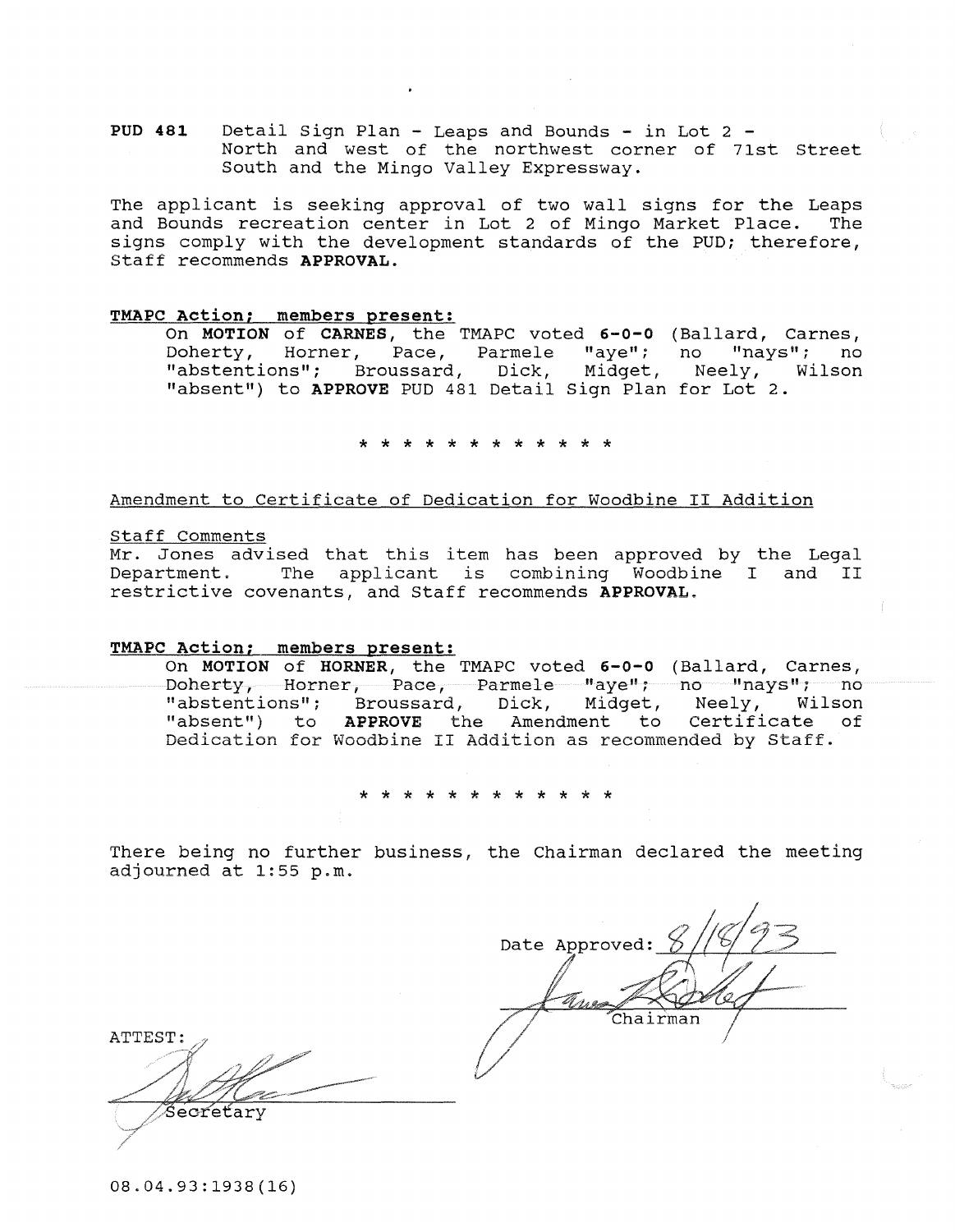**PUD 481** Detail Sign Plan - Leaps and Bounds - in Lot 2 - North and west of the northwest corner of 71st Street South and the Mingo Valley Expressway.

The applicant is seeking approval of two wall signs for the Leaps and Bounds recreation center in Lot 2 of Mingo Market Place. The signs comply with the development standards of the PUD; therefore, Staff recommends **APPROVAL**.

**TMAPC Action; members present:**

On **MOTION** of **CARNES**, the TMAPC voted **6-0-0** (Ballard, Carnes, Doherty, Horner, Pace, Parmele "aye"; no "nays"; no "abstentions"; Broussard, Dick, Midget, Neely, Wilson "absent") to **APPROVE** PUD 481 Detail Sign Plan for Lot 2.

\* \* \* \* \* \* \* \* \* \* \* \*

Amendment to Certificate of Dedication for Woodbine II Addition

Staff Comments

Mr. Jones advised that this item has been approved by the Legal Department. The applicant is combining Woodbine I and II restrictive covenants, and Staff recommends **APPROVAL**.

**TMAPC Action; members present:**

On **MOTION** of **HORNER**, the TMAPC voted **6-0-0** (Ballard, Carnes, Doherty, Horner, Pace, Parmele "aye"; no "nays"; no "abstentions"; Broussard, Dick, Midget, Neely, Wilson "absent") to **APPROVE** the Amendment to Certificate of Dedication for Woodbine II Addition as recommended by Staff.

\* \* \* \* \* \* \* \* \* \* \* \*

There being no further business, the Chairman declared the meeting adjourned at 1:55 p.m.

Date Approved: 8/18/93

Chairman

ATTEST:

Secretary

08.04.93:1938(16)